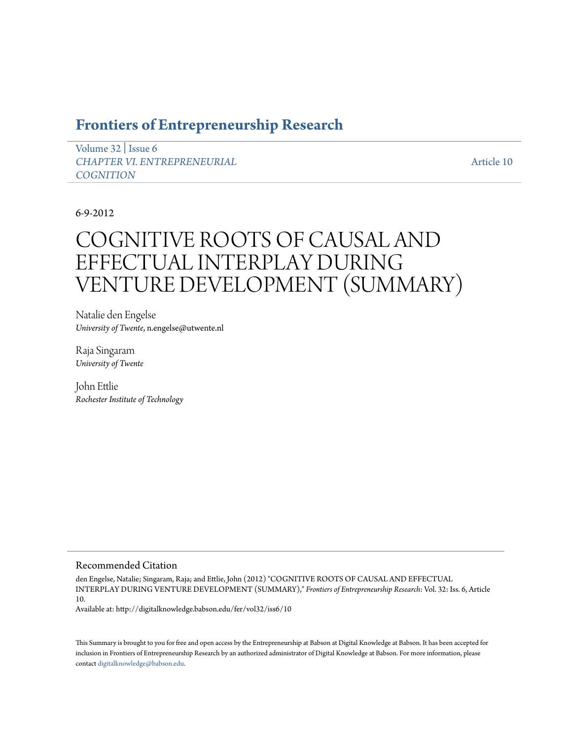# Frontiers of Entrepreneurship Research

Volume 32 | Issue 6
*CHAPTER VI. ENTREPRENEURIAL COGNITION*

Article 10

6-9-2012

# COGNITIVE ROOTS OF CAUSAL AND EFFECTUAL INTERPLAY DURING VENTURE DEVELOPMENT (SUMMARY)

Natalie den Engelse
*University of Twente*, n.engelse@utwente.nl

Raja Singaram
*University of Twente*

John Ettlie
*Rochester Institute of Technology*

## Recommended Citation

den Engelse, Natalie; Singaram, Raja; and Ettlie, John (2012) "COGNITIVE ROOTS OF CAUSAL AND EFFECTUAL INTERPLAY DURING VENTURE DEVELOPMENT (SUMMARY)," *Frontiers of Entrepreneurship Research*: Vol. 32: Iss. 6, Article 10.
Available at: http://digitalknowledge.babson.edu/fer/vol32/iss6/10

This Summary is brought to you for free and open access by the Entrepreneurship at Babson at Digital Knowledge at Babson. It has been accepted for inclusion in Frontiers of Entrepreneurship Research by an authorized administrator of Digital Knowledge at Babson. For more information, please contact digitalknowledge@babson.edu.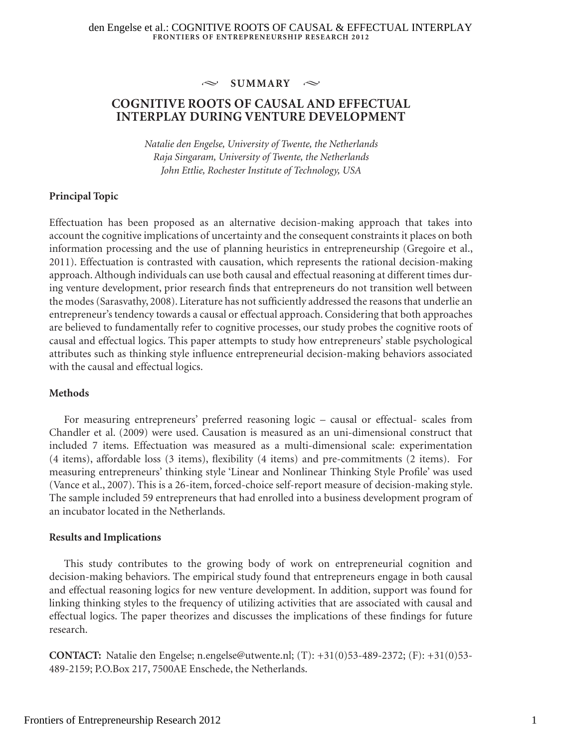## ⁓ SUMMARY ⁓

# COGNITIVE ROOTS OF CAUSAL AND EFFECTUAL INTERPLAY DURING VENTURE DEVELOPMENT

*Natalie den Engelse, University of Twente, the Netherlands*
*Raja Singaram, University of Twente, the Netherlands*
*John Ettlie, Rochester Institute of Technology, USA*

### Principal Topic

Effectuation has been proposed as an alternative decision-making approach that takes into account the cognitive implications of uncertainty and the consequent constraints it places on both information processing and the use of planning heuristics in entrepreneurship (Gregoire et al., 2011). Effectuation is contrasted with causation, which represents the rational decision-making approach. Although individuals can use both causal and effectual reasoning at different times during venture development, prior research finds that entrepreneurs do not transition well between the modes (Sarasvathy, 2008). Literature has not sufficiently addressed the reasons that underlie an entrepreneur's tendency towards a causal or effectual approach. Considering that both approaches are believed to fundamentally refer to cognitive processes, our study probes the cognitive roots of causal and effectual logics. This paper attempts to study how entrepreneurs' stable psychological attributes such as thinking style influence entrepreneurial decision-making behaviors associated with the causal and effectual logics.

### Methods

For measuring entrepreneurs' preferred reasoning logic – causal or effectual- scales from Chandler et al. (2009) were used. Causation is measured as an uni-dimensional construct that included 7 items. Effectuation was measured as a multi-dimensional scale: experimentation (4 items), affordable loss (3 items), flexibility (4 items) and pre-commitments (2 items). For measuring entrepreneurs' thinking style 'Linear and Nonlinear Thinking Style Profile' was used (Vance et al., 2007). This is a 26-item, forced-choice self-report measure of decision-making style. The sample included 59 entrepreneurs that had enrolled into a business development program of an incubator located in the Netherlands.

### Results and Implications

This study contributes to the growing body of work on entrepreneurial cognition and decision-making behaviors. The empirical study found that entrepreneurs engage in both causal and effectual reasoning logics for new venture development. In addition, support was found for linking thinking styles to the frequency of utilizing activities that are associated with causal and effectual logics. The paper theorizes and discusses the implications of these findings for future research.

**CONTACT:** Natalie den Engelse; n.engelse@utwente.nl; (T): +31(0)53-489-2372; (F): +31(0)53-489-2159; P.O.Box 217, 7500AE Enschede, the Netherlands.